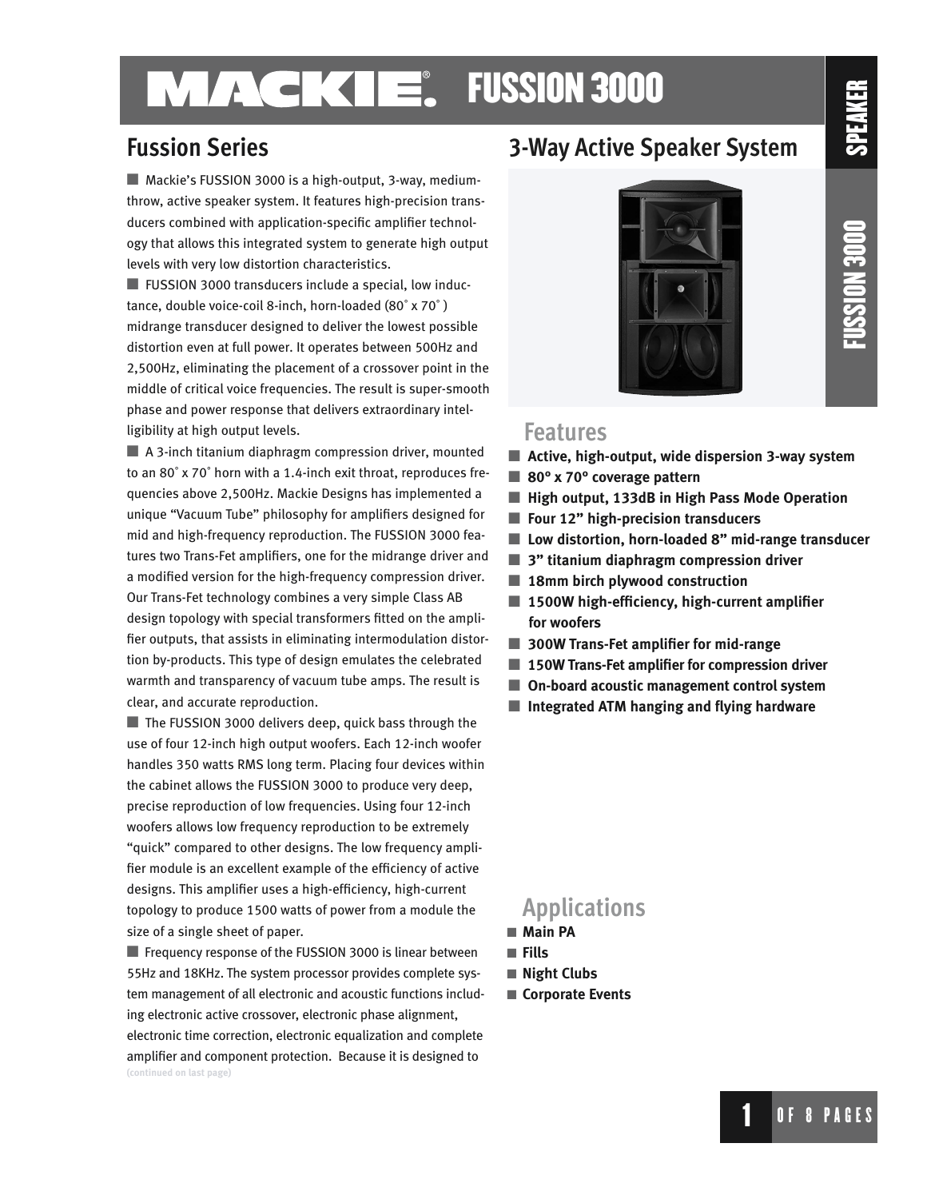# MACKIE® FUSSION 3000

## Fussion Series

## 3-Way Active Speaker System

Mackie's FUSSION 3000 is a high-output, 3-way, medium-throw, active speaker system. It features high-precision transducers combined with application-specific amplifier technology that allows this integrated system to generate high output levels with very low distortion characteristics.

FUSSION 3000 transducers include a special, low inductance, double voice-coil 8-inch, horn-loaded (80˚ x 70˚) midrange transducer designed to deliver the lowest possible distortion even at full power. It operates between 500Hz and 2,500Hz, eliminating the placement of a crossover point in the middle of critical voice frequencies. The result is super-smooth phase and power response that delivers extraordinary intelligibility at high output levels.

A 3-inch titanium diaphragm compression driver, mounted to an 80˚ x 70˚ horn with a 1.4-inch exit throat, reproduces frequencies above 2,500Hz. Mackie Designs has implemented a unique "Vacuum Tube" philosophy for amplifiers designed for mid and high-frequency reproduction. The FUSSION 3000 features two Trans-Fet amplifiers, one for the midrange driver and a modified version for the high-frequency compression driver. Our Trans-Fet technology combines a very simple Class AB design topology with special transformers fitted on the amplifier outputs, that assists in eliminating intermodulation distortion by-products. This type of design emulates the celebrated warmth and transparency of vacuum tube amps. The result is clear, and accurate reproduction.

The FUSSION 3000 delivers deep, quick bass through the use of four 12-inch high output woofers. Each 12-inch woofer handles 350 watts RMS long term. Placing four devices within the cabinet allows the FUSSION 3000 to produce very deep, precise reproduction of low frequencies. Using four 12-inch woofers allows low frequency reproduction to be extremely "quick" compared to other designs. The low frequency amplifier module is an excellent example of the efficiency of active designs. This amplifier uses a high-efficiency, high-current topology to produce 1500 watts of power from a module the size of a single sheet of paper.

Frequency response of the FUSSION 3000 is linear between 55Hz and 18KHz. The system processor provides complete system management of all electronic and acoustic functions including electronic active crossover, electronic phase alignment, electronic time correction, electronic equalization and complete amplifier and component protection. Because it is designed to

(continued on last page)

## Features

- **Active, high-output, wide dispersion 3-way system**
- **80º x 70º coverage pattern**
- **High output, 133dB in High Pass Mode Operation**
- **Four 12" high-precision transducers**
- **Low distortion, horn-loaded 8" mid-range transducer**
- **3" titanium diaphragm compression driver**
- **18mm birch plywood construction**
- **1500W high-efficiency, high-current amplifier for woofers**
- **300W Trans-Fet amplifier for mid-range**
- **150W Trans-Fet amplifier for compression driver**
- **On-board acoustic management control system**
- **Integrated ATM hanging and flying hardware**

## Applications

- **Main PA**
- **Fills**
- **Night Clubs**
- **Corporate Events**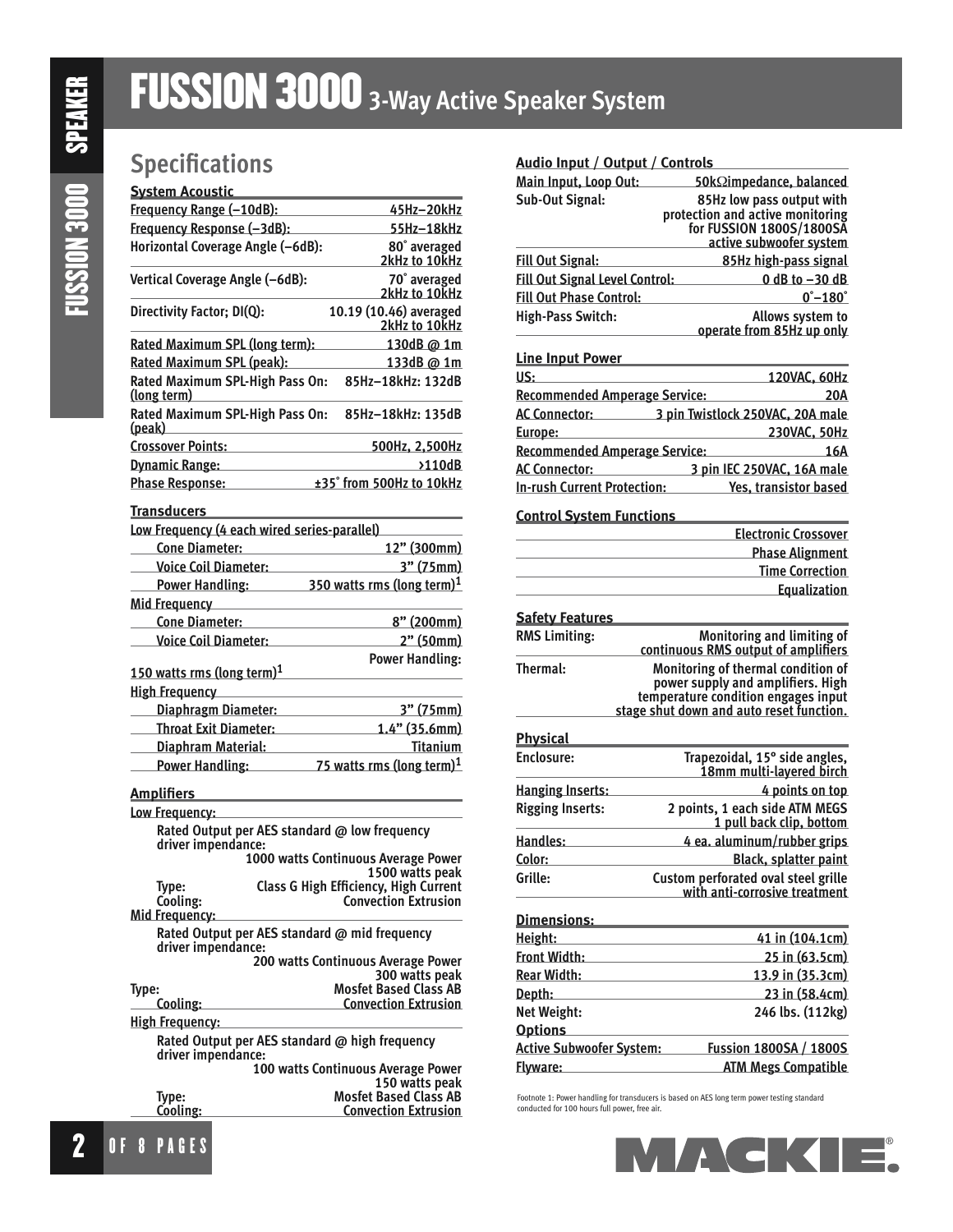# FUSSION 3000 3-Way Active Speaker System

## Specifications

### System Acoustic

| | |
|---|---|
| Frequency Range (–10dB): | 45Hz–20kHz |
| Frequency Response (–3dB): | 55Hz–18kHz |
| Horizontal Coverage Angle (–6dB): | 80˚ averaged 2kHz to 10kHz |
| Vertical Coverage Angle (–6dB): | 70˚ averaged 2kHz to 10kHz |
| Directivity Factor; DI(Q): | 10.19 (10.46) averaged 2kHz to 10kHz |
| Rated Maximum SPL (long term): | 130dB @ 1m |
| Rated Maximum SPL (peak): | 133dB @ 1m |
| Rated Maximum SPL-High Pass On: (long term) | 85Hz–18kHz: 132dB |
| Rated Maximum SPL-High Pass On: (peak) | 85Hz–18kHz: 135dB |
| Crossover Points: | 500Hz, 2,500Hz |
| Dynamic Range: | >110dB |
| Phase Response: | ±35˚ from 500Hz to 10kHz |

### Transducers

**Low Frequency (4 each wired series-parallel)**

| | |
|---|---|
| Cone Diameter: | 12" (300mm) |
| Voice Coil Diameter: | 3" (75mm) |
| Power Handling: | 350 watts rms (long term)[1] |

**Mid Frequency**

| | |
|---|---|
| Cone Diameter: | 8" (200mm) |
| Voice Coil Diameter: | 2" (50mm) |
| Power Handling: | 150 watts rms (long term)[1] |

**High Frequency**

| | |
|---|---|
| Diaphragm Diameter: | 3" (75mm) |
| Throat Exit Diameter: | 1.4" (35.6mm) |
| Diaphram Material: | Titanium |
| Power Handling: | 75 watts rms (long term)[1] |

### Amplifiers

**Low Frequency:**

Rated Output per AES standard @ low frequency driver impendance: 1000 watts Continuous Average Power, 1500 watts peak

| | |
|---|---|
| Type: | Class G High Efficiency, High Current |
| Cooling: | Convection Extrusion |

**Mid Frequency:**

Rated Output per AES standard @ mid frequency driver impendance: 200 watts Continuous Average Power, 300 watts peak

| | |
|---|---|
| Type: | Mosfet Based Class AB |
| Cooling: | Convection Extrusion |

**High Frequency:**

Rated Output per AES standard @ high frequency driver impendance: 100 watts Continuous Average Power, 150 watts peak

| | |
|---|---|
| Type: | Mosfet Based Class AB |
| Cooling: | Convection Extrusion |

### Audio Input / Output / Controls

| | |
|---|---|
| Main Input, Loop Out: | 50kΩ impedance, balanced |
| Sub-Out Signal: | 85Hz low pass output with protection and active monitoring for FUSSION 1800S/1800SA active subwoofer system |
| Fill Out Signal: | 85Hz high-pass signal |
| Fill Out Signal Level Control: | 0 dB to –30 dB |
| Fill Out Phase Control: | 0˚–180˚ |
| High-Pass Switch: | Allows system to operate from 85Hz up only |

### Line Input Power

| | |
|---|---|
| US: | 120VAC, 60Hz |
| Recommended Amperage Service: | 20A |
| AC Connector: | 3 pin Twistlock 250VAC, 20A male |
| Europe: | 230VAC, 50Hz |
| Recommended Amperage Service: | 16A |
| AC Connector: | 3 pin IEC 250VAC, 16A male |
| In-rush Current Protection: | Yes, transistor based |

### Control System Functions

- Electronic Crossover
- Phase Alignment
- Time Correction
- Equalization

### Safety Features

| | |
|---|---|
| RMS Limiting: | Monitoring and limiting of continuous RMS output of amplifiers |
| Thermal: | Monitoring of thermal condition of power supply and amplifiers. High temperature condition engages input stage shut down and auto reset function. |

### Physical

| | |
|---|---|
| Enclosure: | Trapezoidal, 15° side angles, 18mm multi-layered birch |
| Hanging Inserts: | 4 points on top |
| Rigging Inserts: | 2 points, 1 each side ATM MEGS 1 pull back clip, bottom |
| Handles: | 4 ea. aluminum/rubber grips |
| Color: | Black, splatter paint |
| Grille: | Custom perforated oval steel grille with anti-corrosive treatment |

### Dimensions:

| | |
|---|---|
| Height: | 41 in (104.1cm) |
| Front Width: | 25 in (63.5cm) |
| Rear Width: | 13.9 in (35.3cm) |
| Depth: | 23 in (58.4cm) |
| Net Weight: | 246 lbs. (112kg) |

### Options

| | |
|---|---|
| Active Subwoofer System: | Fussion 1800SA / 1800S |
| Flyware: | ATM Megs Compatible |

Footnote 1: Power handling for transducers is based on AES long term power testing standard conducted for 100 hours full power, free air.

MACKIE.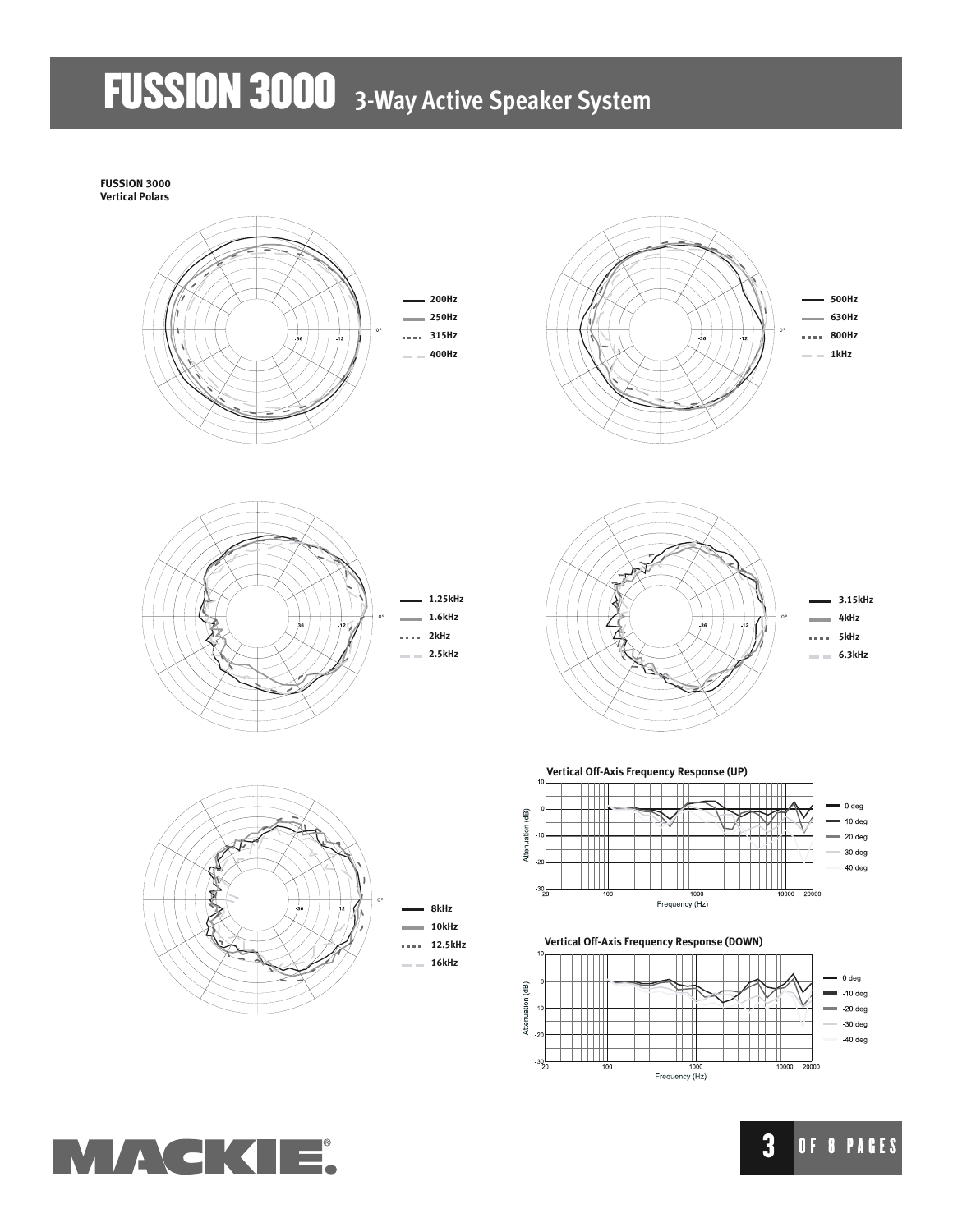**FUSSION 3000**
**Vertical Polars**

200Hz
250Hz
315Hz
400Hz

500Hz
630Hz
800Hz
1kHz

1.25kHz
1.6kHz
2kHz
2.5kHz

3.15kHz
4kHz
5kHz
6.3kHz

8kHz
10kHz
12.5kHz
16kHz

**Vertical Off-Axis Frequency Response (UP)**

0 deg
10 deg
20 deg
30 deg
40 deg

**Vertical Off-Axis Frequency Response (DOWN)**

0 deg
-10 deg
-20 deg
-30 deg
-40 deg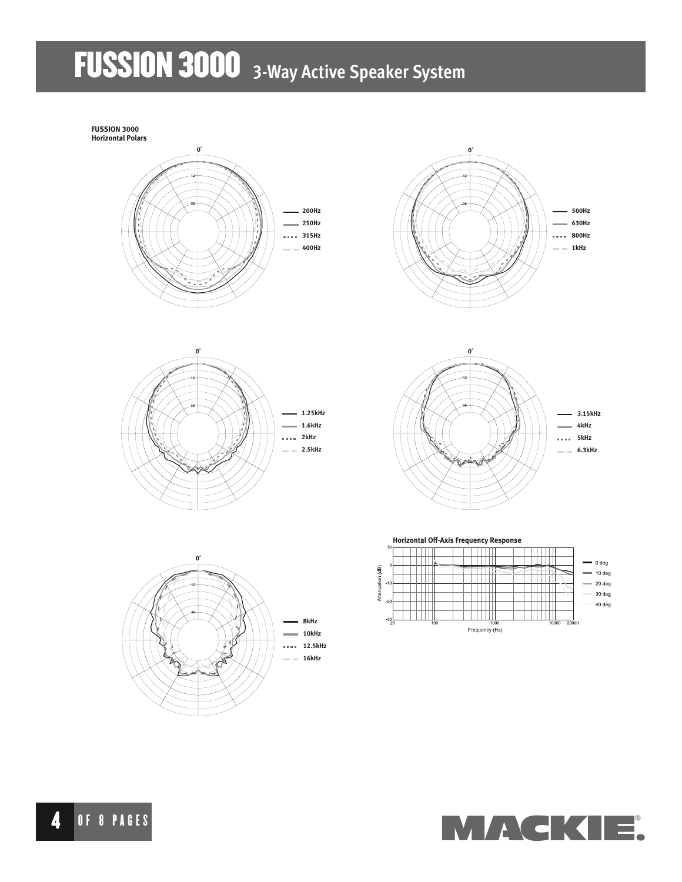# FUSSION 3000 3-Way Active Speaker System

**FUSSION 3000**
**Horizontal Polars**

0°

-12

-36

- 200Hz
- 250Hz
- 315Hz
- 400Hz

0°

-12

-36

- 500Hz
- 630Hz
- 800Hz
- 1kHz

0°

-12

-36

- 1.25kHz
- 1.6kHz
- 2kHz
- 2.5kHz

0°

-12

-36

- 3.15kHz
- 4kHz
- 5kHz
- 6.3kHz

0°

-12

-36

- 8kHz
- 10kHz
- 12.5kHz
- 16kHz

**Horizontal Off-Axis Frequency Response**

Attenuation (dB): 10, 0, -10, -20, -30

Frequency (Hz): 20, 100, 1000, 10000, 20000

- 0 deg
- 10 deg
- 20 deg
- 30 deg
- 40 deg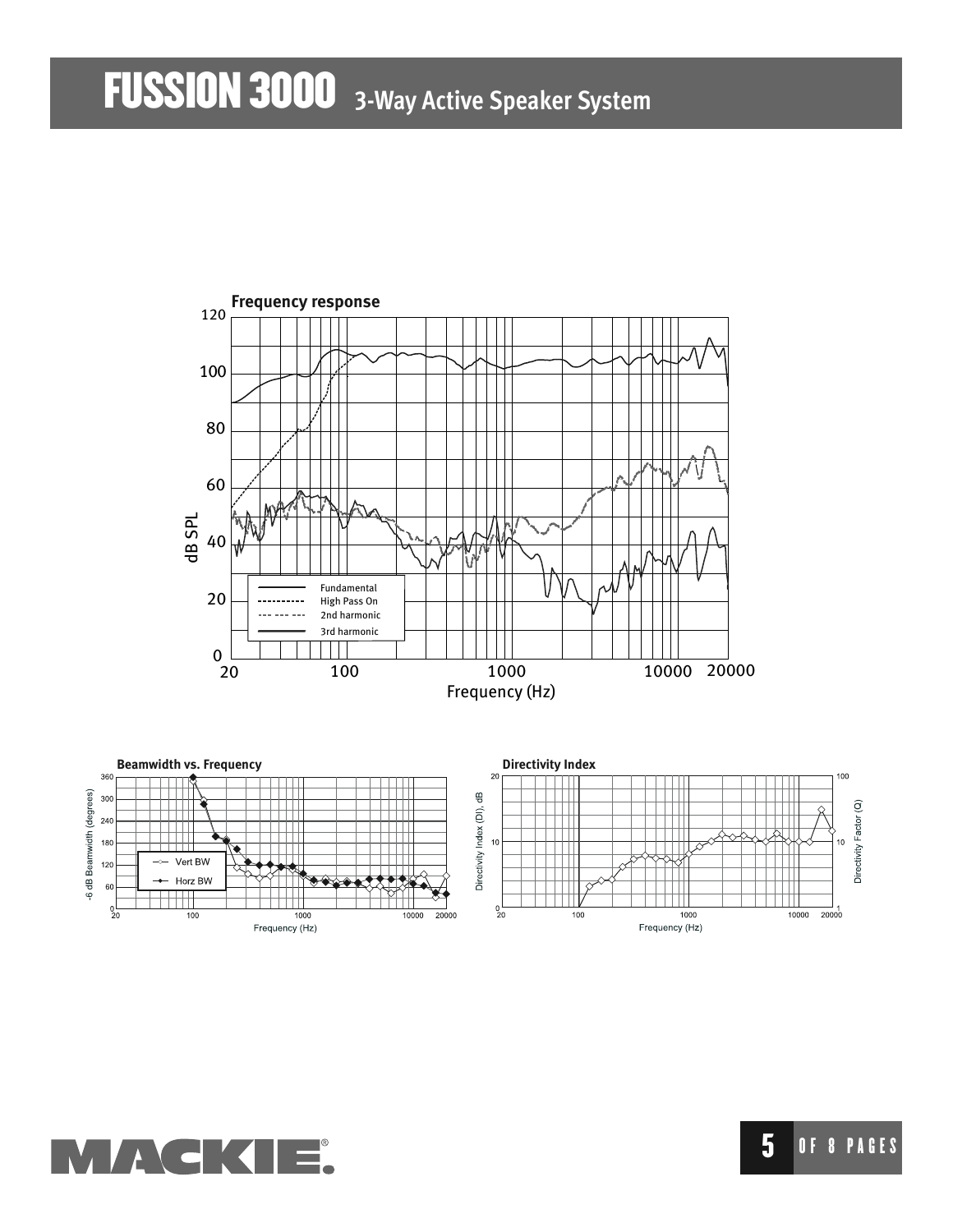# FUSSION 3000 3-Way Active Speaker System

**Frequency response**

**Beamwidth vs. Frequency**

**Directivity Index**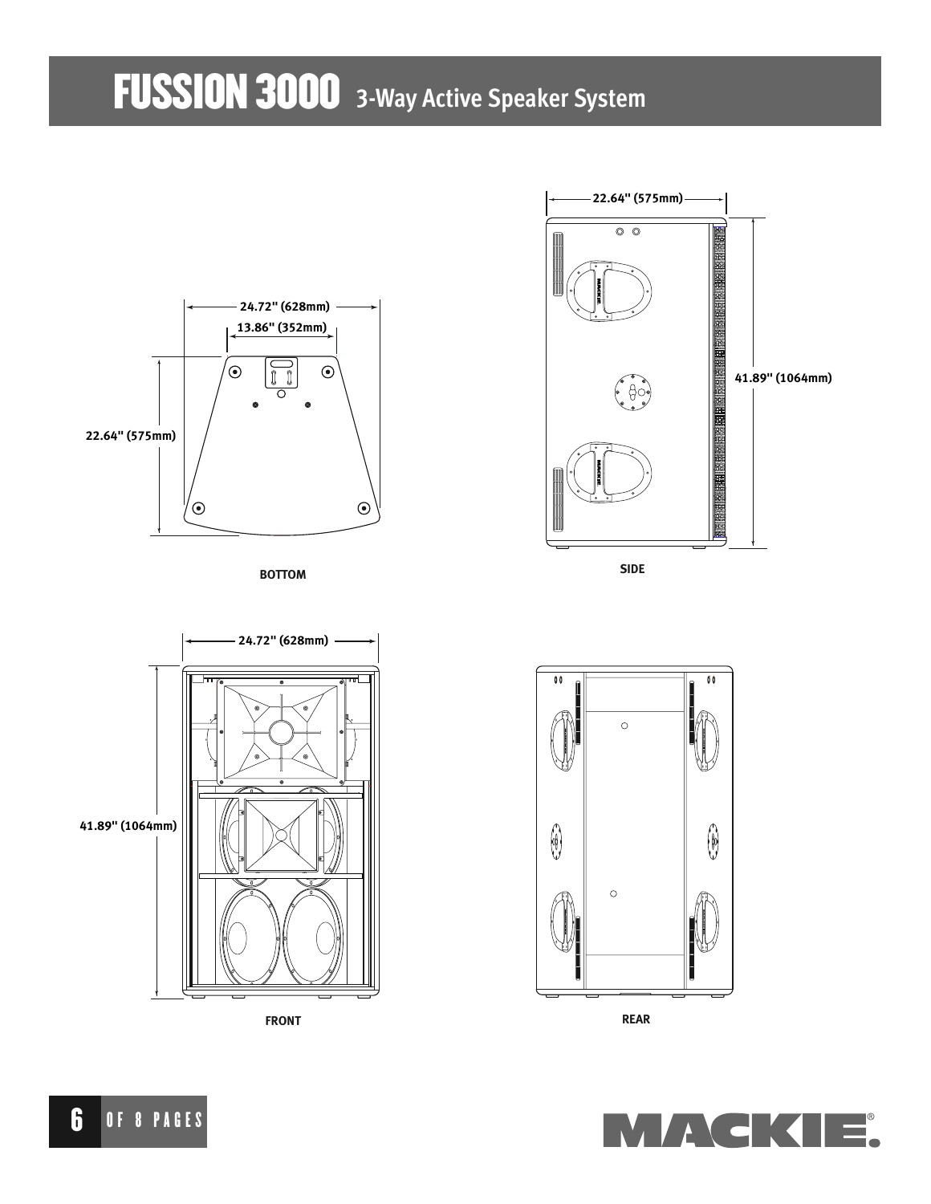# FUSSION 3000 3-Way Active Speaker System

24.72" (628mm)

13.86" (352mm)

22.64" (575mm)

BOTTOM

22.64" (575mm)

41.89" (1064mm)

SIDE

24.72" (628mm)

41.89" (1064mm)

FRONT

REAR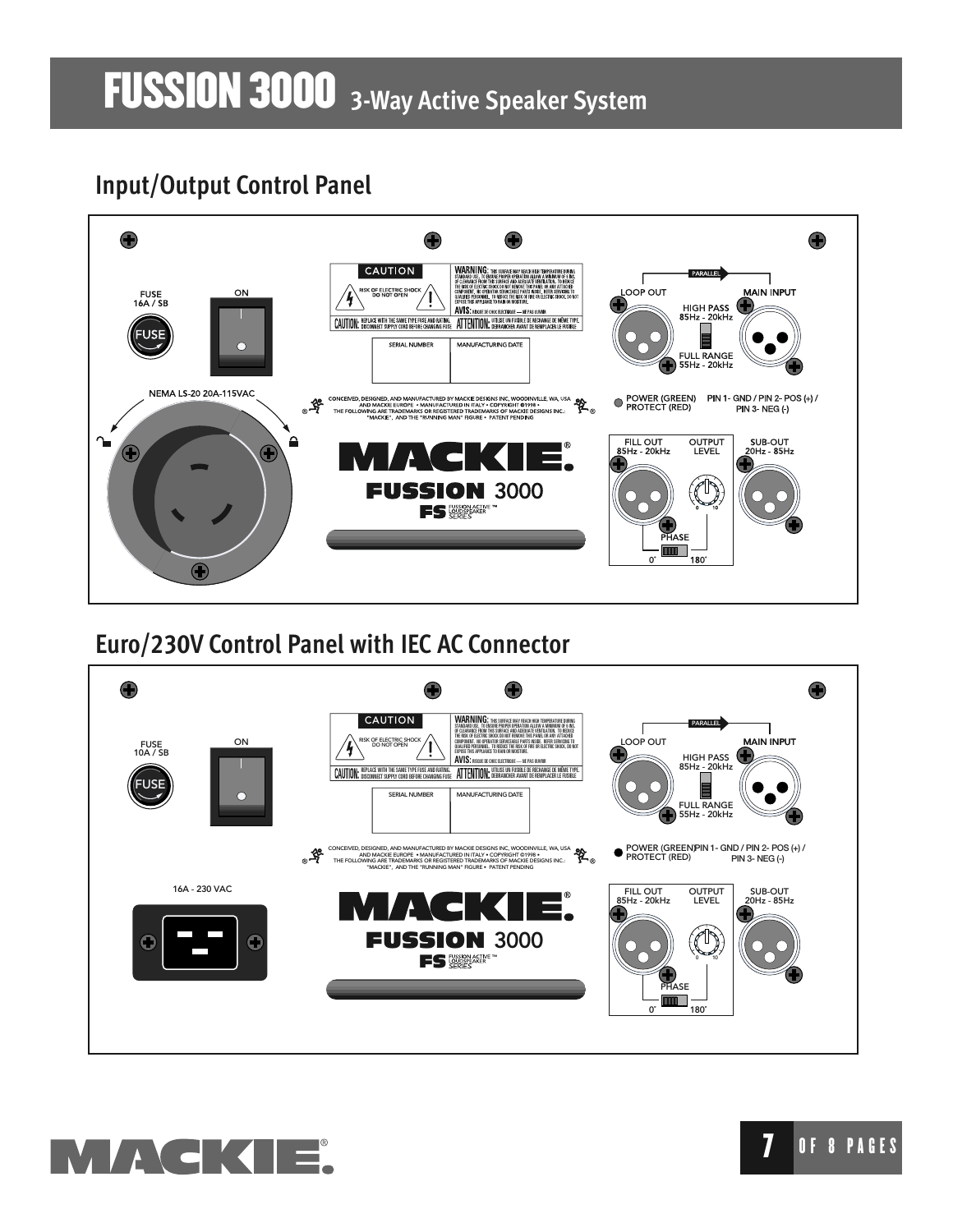# FUSSION 3000 3-Way Active Speaker System

## Input/Output Control Panel

FUSE 16A / SB

FUSE

ON

NEMA LS-20 20A-115VAC

CAUTION

RISK OF ELECTRIC SHOCK DO NOT OPEN

SERIAL NUMBER

MANUFACTURING DATE

CONCEIVED, DESIGNED, AND MANUFACTURED BY MACKIE DESIGNS INC, WOODINVILLE, WA, USA AND MACKIE EUROPE • MANUFACTURED IN ITALY • COPYRIGHT ©1998 • THE FOLLOWING ARE TRADEMARKS OR REGISTERED TRADEMARKS OF MACKIE DESIGNS INC.: "MACKIE", AND THE "RUNNING MAN" FIGURE • PATENT PENDING

MACKIE.

FUSSION 3000

FS FUSSION ACTIVE™ LOUDSPEAKER SERIES

PARALLEL

LOOP OUT

MAIN INPUT

HIGH PASS 85Hz - 20kHz

FULL RANGE 55Hz - 20kHz

POWER (GREEN) PROTECT (RED)

PIN 1- GND / PIN 2- POS (+) / PIN 3- NEG (-)

FILL OUT 85Hz - 20kHz

OUTPUT LEVEL

SUB-OUT 20Hz - 85Hz

PHASE

0˚ 180˚

## Euro/230V Control Panel with IEC AC Connector

FUSE 10A / SB

FUSE

ON

16A - 230 VAC

CAUTION

RISK OF ELECTRIC SHOCK DO NOT OPEN

SERIAL NUMBER

MANUFACTURING DATE

CONCEIVED, DESIGNED, AND MANUFACTURED BY MACKIE DESIGNS INC, WOODINVILLE, WA, USA AND MACKIE EUROPE • MANUFACTURED IN ITALY • COPYRIGHT ©1998 • THE FOLLOWING ARE TRADEMARKS OR REGISTERED TRADEMARKS OF MACKIE DESIGNS INC.: "MACKIE", AND THE "RUNNING MAN" FIGURE • PATENT PENDING

MACKIE.

FUSSION 3000

FS FUSSION ACTIVE™ LOUDSPEAKER SERIES

PARALLEL

LOOP OUT

MAIN INPUT

HIGH PASS 85Hz - 20kHz

FULL RANGE 55Hz - 20kHz

POWER (GREEN) PROTECT (RED)

PIN 1- GND / PIN 2- POS (+) / PIN 3- NEG (-)

FILL OUT 85Hz - 20kHz

OUTPUT LEVEL

SUB-OUT 20Hz - 85Hz

PHASE

0˚ 180˚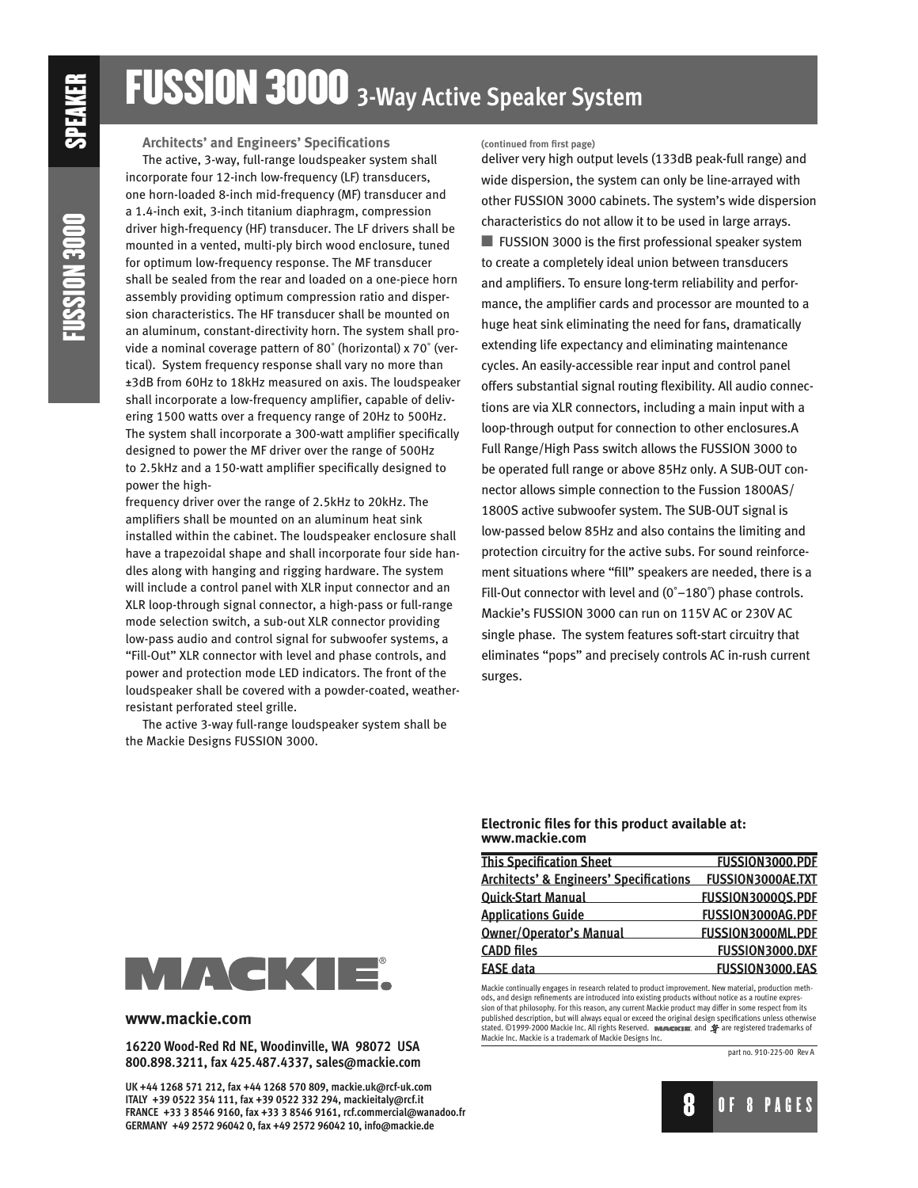# FUSSION 3000 3-Way Active Speaker System

### Architects' and Engineers' Specifications

The active, 3-way, full-range loudspeaker system shall incorporate four 12-inch low-frequency (LF) transducers, one horn-loaded 8-inch mid-frequency (MF) transducer and a 1.4-inch exit, 3-inch titanium diaphragm, compression driver high-frequency (HF) transducer. The LF drivers shall be mounted in a vented, multi-ply birch wood enclosure, tuned for optimum low-frequency response. The MF transducer shall be sealed from the rear and loaded on a one-piece horn assembly providing optimum compression ratio and dispersion characteristics. The HF transducer shall be mounted on an aluminum, constant-directivity horn. The system shall provide a nominal coverage pattern of 80˚ (horizontal) x 70˚ (vertical). System frequency response shall vary no more than ±3dB from 60Hz to 18kHz measured on axis. The loudspeaker shall incorporate a low-frequency amplifier, capable of delivering 1500 watts over a frequency range of 20Hz to 500Hz. The system shall incorporate a 300-watt amplifier specifically designed to power the MF driver over the range of 500Hz to 2.5kHz and a 150-watt amplifier specifically designed to power the high-frequency driver over the range of 2.5kHz to 20kHz. The amplifiers shall be mounted on an aluminum heat sink installed within the cabinet. The loudspeaker enclosure shall have a trapezoidal shape and shall incorporate four side handles along with hanging and rigging hardware. The system will include a control panel with XLR input connector and an XLR loop-through signal connector, a high-pass or full-range mode selection switch, a sub-out XLR connector providing low-pass audio and control signal for subwoofer systems, a "Fill-Out" XLR connector with level and phase controls, and power and protection mode LED indicators. The front of the loudspeaker shall be covered with a powder-coated, weather-resistant perforated steel grille.

The active 3-way full-range loudspeaker system shall be the Mackie Designs FUSSION 3000.

(continued from first page)

deliver very high output levels (133dB peak-full range) and wide dispersion, the system can only be line-arrayed with other FUSSION 3000 cabinets. The system's wide dispersion characteristics do not allow it to be used in large arrays.

■ FUSSION 3000 is the first professional speaker system to create a completely ideal union between transducers and amplifiers. To ensure long-term reliability and performance, the amplifier cards and processor are mounted to a huge heat sink eliminating the need for fans, dramatically extending life expectancy and eliminating maintenance cycles. An easily-accessible rear input and control panel offers substantial signal routing flexibility. All audio connections are via XLR connectors, including a main input with a loop-through output for connection to other enclosures.A Full Range/High Pass switch allows the FUSSION 3000 to be operated full range or above 85Hz only. A SUB-OUT connector allows simple connection to the Fussion 1800AS/1800S active subwoofer system. The SUB-OUT signal is low-passed below 85Hz and also contains the limiting and protection circuitry for the active subs. For sound reinforcement situations where "fill" speakers are needed, there is a Fill-Out connector with level and (0˚–180˚) phase controls. Mackie's FUSSION 3000 can run on 115V AC or 230V AC single phase. The system features soft-start circuitry that eliminates "pops" and precisely controls AC in-rush current surges.

**Electronic files for this product available at: www.mackie.com**

| | |
|---|---|
| This Specification Sheet | FUSSION3000.PDF |
| Architects' & Engineers' Specifications | FUSSION3000AE.TXT |
| Quick-Start Manual | FUSSION3000QS.PDF |
| Applications Guide | FUSSION3000AG.PDF |
| Owner/Operator's Manual | FUSSION3000ML.PDF |
| CADD files | FUSSION3000.DXF |
| EASE data | FUSSION3000.EAS |

Mackie continually engages in research related to product improvement. New material, production methods, and design refinements are introduced into existing products without notice as a routine expression of that philosophy. For this reason, any current Mackie product may differ in some respect from its published description, but will always equal or exceed the original design specifications unless otherwise stated. ©1999-2000 Mackie Inc. All rights Reserved. MACKIE and the running man figure are registered trademarks of Mackie Inc. Mackie is a trademark of Mackie Designs Inc.

part no. 910-225-00 Rev A

MACKIE.

**www.mackie.com**

**16220 Wood-Red Rd NE, Woodinville, WA 98072 USA**
**800.898.3211, fax 425.487.4337, sales@mackie.com**

UK +44 1268 571 212, fax +44 1268 570 809, mackie.uk@rcf-uk.com
ITALY +39 0522 354 111, fax +39 0522 332 294, mackieitaly@rcf.it
FRANCE +33 3 8546 9160, fax +33 3 8546 9161, rcf.commercial@wanadoo.fr
GERMANY +49 2572 96042 0, fax +49 2572 96042 10, info@mackie.de